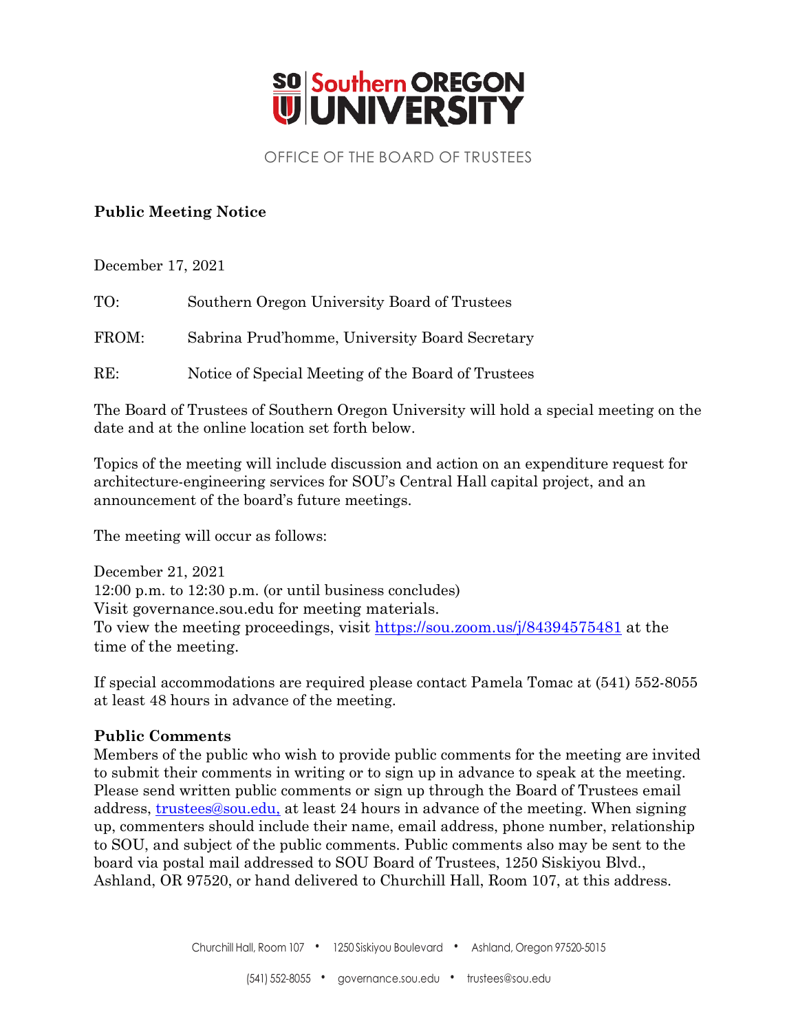Southern OREGON UNIVERSITY

OFFICE OF THE BOARD OF TRUSTEES

**Public Meeting Notice**

December 17, 2021

TO: Southern Oregon University Board of Trustees

FROM: Sabrina Prud'homme, University Board Secretary

RE: Notice of Special Meeting of the Board of Trustees

The Board of Trustees of Southern Oregon University will hold a special meeting on the date and at the online location set forth below.

Topics of the meeting will include discussion and action on an expenditure request for architecture-engineering services for SOU's Central Hall capital project, and an announcement of the board's future meetings.

The meeting will occur as follows:

December 21, 2021
12:00 p.m. to 12:30 p.m. (or until business concludes)
Visit governance.sou.edu for meeting materials.
To view the meeting proceedings, visit https://sou.zoom.us/j/84394575481 at the time of the meeting.

If special accommodations are required please contact Pamela Tomac at (541) 552-8055 at least 48 hours in advance of the meeting.

**Public Comments**

Members of the public who wish to provide public comments for the meeting are invited to submit their comments in writing or to sign up in advance to speak at the meeting. Please send written public comments or sign up through the Board of Trustees email address, trustees@sou.edu, at least 24 hours in advance of the meeting. When signing up, commenters should include their name, email address, phone number, relationship to SOU, and subject of the public comments. Public comments also may be sent to the board via postal mail addressed to SOU Board of Trustees, 1250 Siskiyou Blvd., Ashland, OR 97520, or hand delivered to Churchill Hall, Room 107, at this address.

Churchill Hall, Room 107 • 1250 Siskiyou Boulevard • Ashland, Oregon 97520-5015

(541) 552-8055 • governance.sou.edu • trustees@sou.edu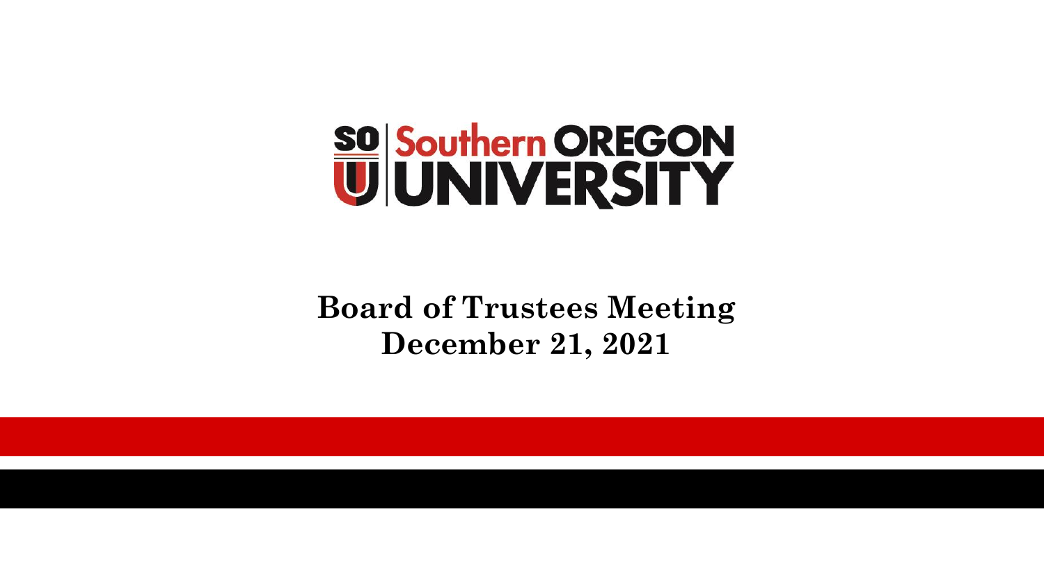# Southern OREGON UNIVERSITY

**Board of Trustees Meeting**
**December 21, 2021**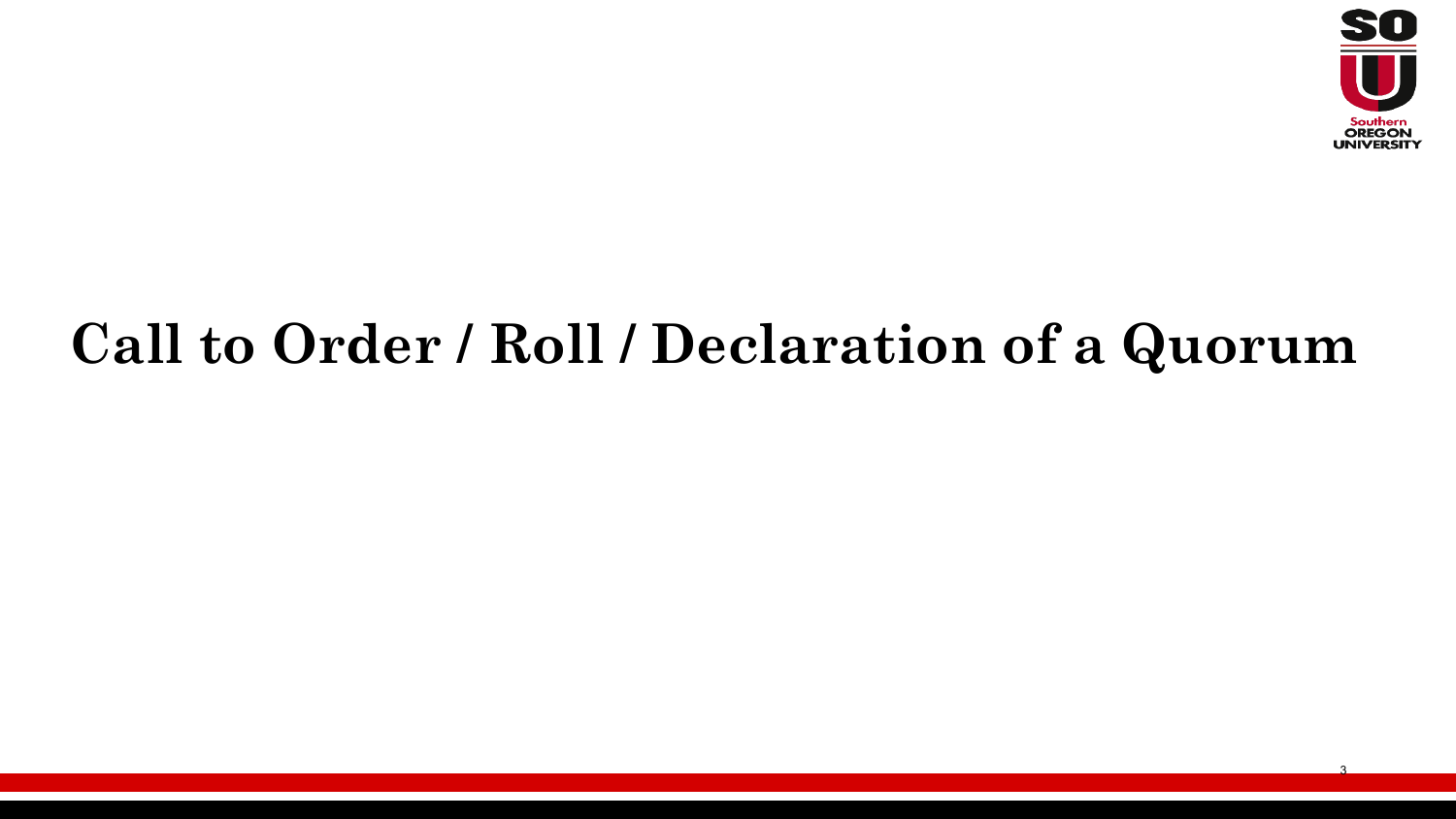# Call to Order / Roll / Declaration of a Quorum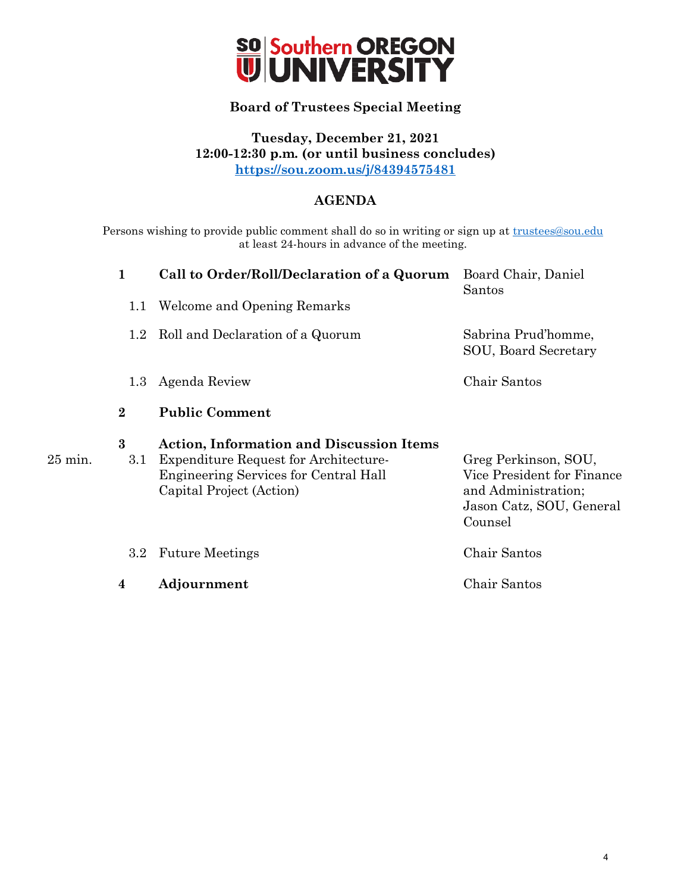# Southern Oregon University

## Board of Trustees Special Meeting

**Tuesday, December 21, 2021**
**12:00-12:30 p.m. (or until business concludes)**
**https://sou.zoom.us/j/84394575481**

## AGENDA

Persons wishing to provide public comment shall do so in writing or sign up at trustees@sou.edu at least 24-hours in advance of the meeting.

| | | | |
|---|---|---|---|
| | **1** | **Call to Order/Roll/Declaration of a Quorum** | Board Chair, Daniel Santos |
| | 1.1 | Welcome and Opening Remarks | |
| | 1.2 | Roll and Declaration of a Quorum | Sabrina Prud'homme, SOU, Board Secretary |
| | 1.3 | Agenda Review | Chair Santos |
| | **2** | **Public Comment** | |
| | **3** | **Action, Information and Discussion Items** | |
| 25 min. | 3.1 | Expenditure Request for Architecture-Engineering Services for Central Hall Capital Project (Action) | Greg Perkinson, SOU, Vice President for Finance and Administration; Jason Catz, SOU, General Counsel |
| | 3.2 | Future Meetings | Chair Santos |
| | **4** | **Adjournment** | Chair Santos |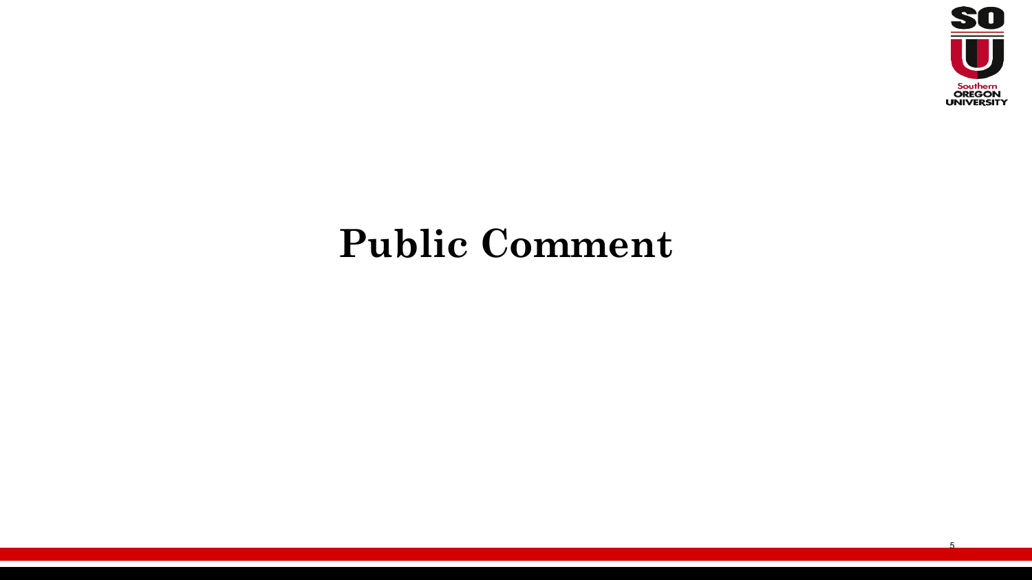# Public Comment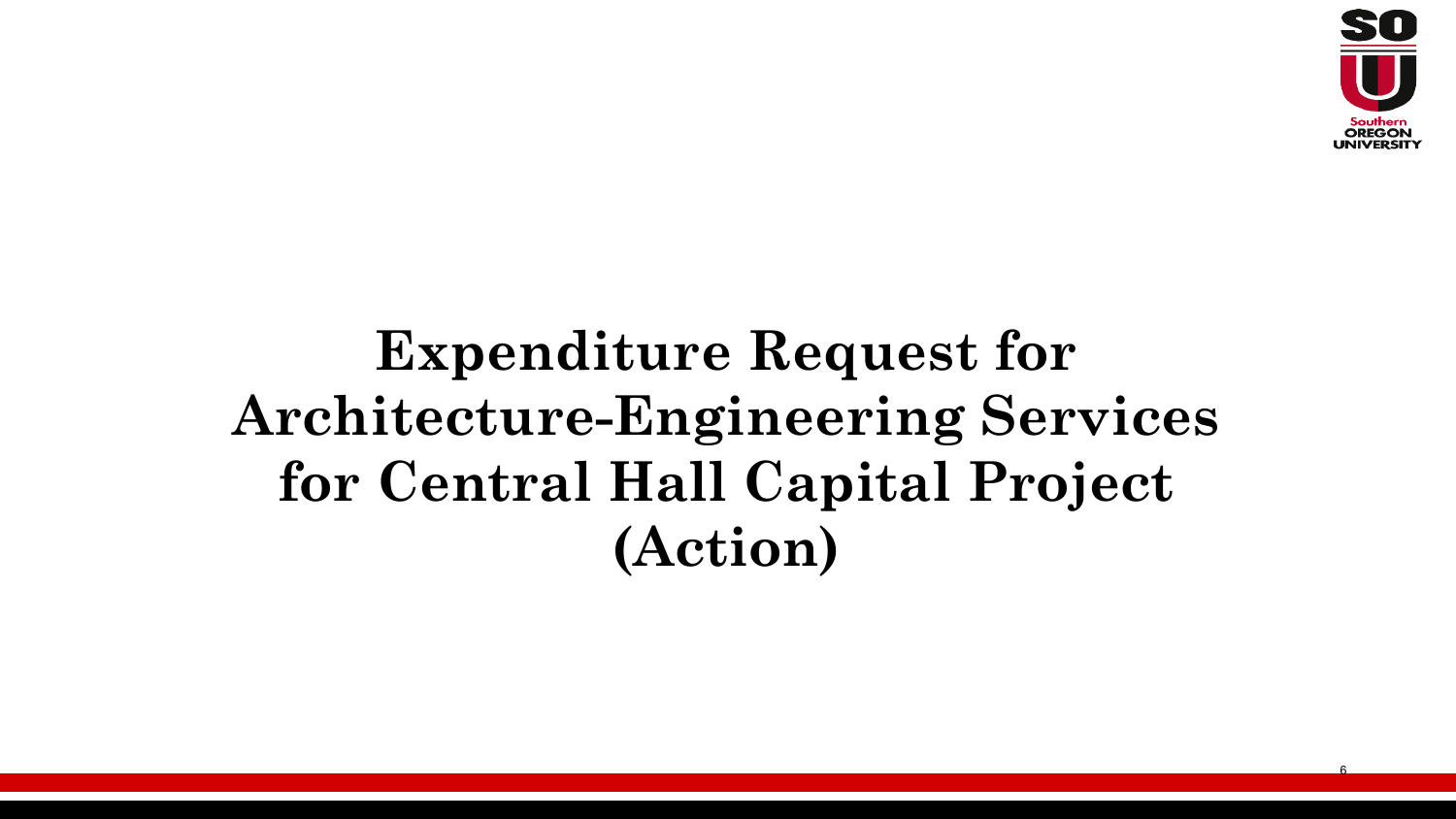# Expenditure Request for Architecture-Engineering Services for Central Hall Capital Project (Action)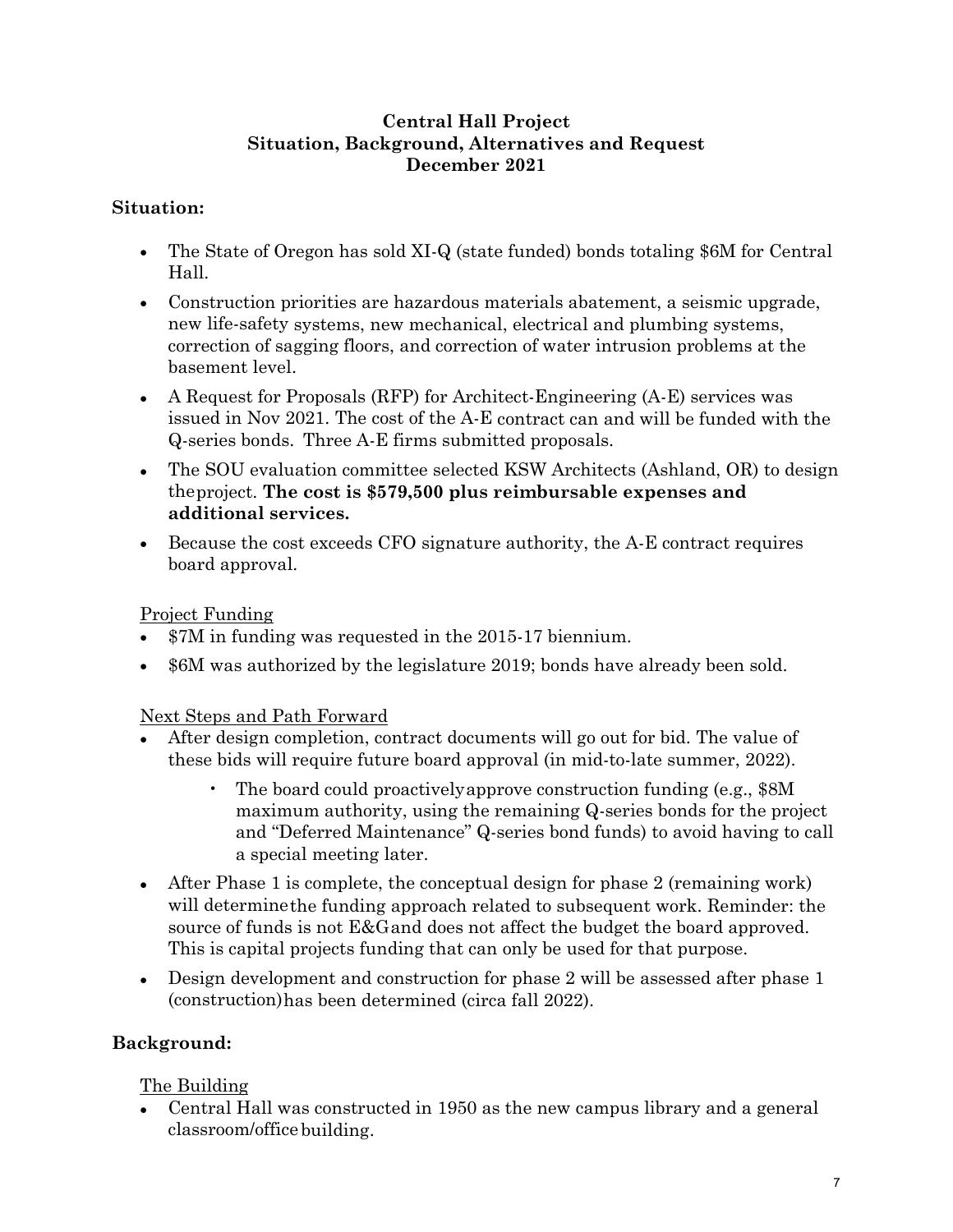**Central Hall Project**
**Situation, Background, Alternatives and Request**
**December 2021**

## Situation:

- The State of Oregon has sold XI-Q (state funded) bonds totaling $6M for Central Hall.
- Construction priorities are hazardous materials abatement, a seismic upgrade, new life-safety systems, new mechanical, electrical and plumbing systems, correction of sagging floors, and correction of water intrusion problems at the basement level.
- A Request for Proposals (RFP) for Architect-Engineering (A-E) services was issued in Nov 2021. The cost of the A-E contract can and will be funded with the Q-series bonds. Three A-E firms submitted proposals.
- The SOU evaluation committee selected KSW Architects (Ashland, OR) to design the project. **The cost is $579,500 plus reimbursable expenses and additional services.**
- Because the cost exceeds CFO signature authority, the A-E contract requires board approval.

### Project Funding

- $7M in funding was requested in the 2015-17 biennium.
- $6M was authorized by the legislature 2019; bonds have already been sold.

### Next Steps and Path Forward

- After design completion, contract documents will go out for bid. The value of these bids will require future board approval (in mid-to-late summer, 2022).
  - The board could proactively approve construction funding (e.g., $8M maximum authority, using the remaining Q-series bonds for the project and "Deferred Maintenance" Q-series bond funds) to avoid having to call a special meeting later.
- After Phase 1 is complete, the conceptual design for phase 2 (remaining work) will determine the funding approach related to subsequent work. Reminder: the source of funds is not E&G and does not affect the budget the board approved. This is capital projects funding that can only be used for that purpose.
- Design development and construction for phase 2 will be assessed after phase 1 (construction) has been determined (circa fall 2022).

## Background:

### The Building

- Central Hall was constructed in 1950 as the new campus library and a general classroom/office building.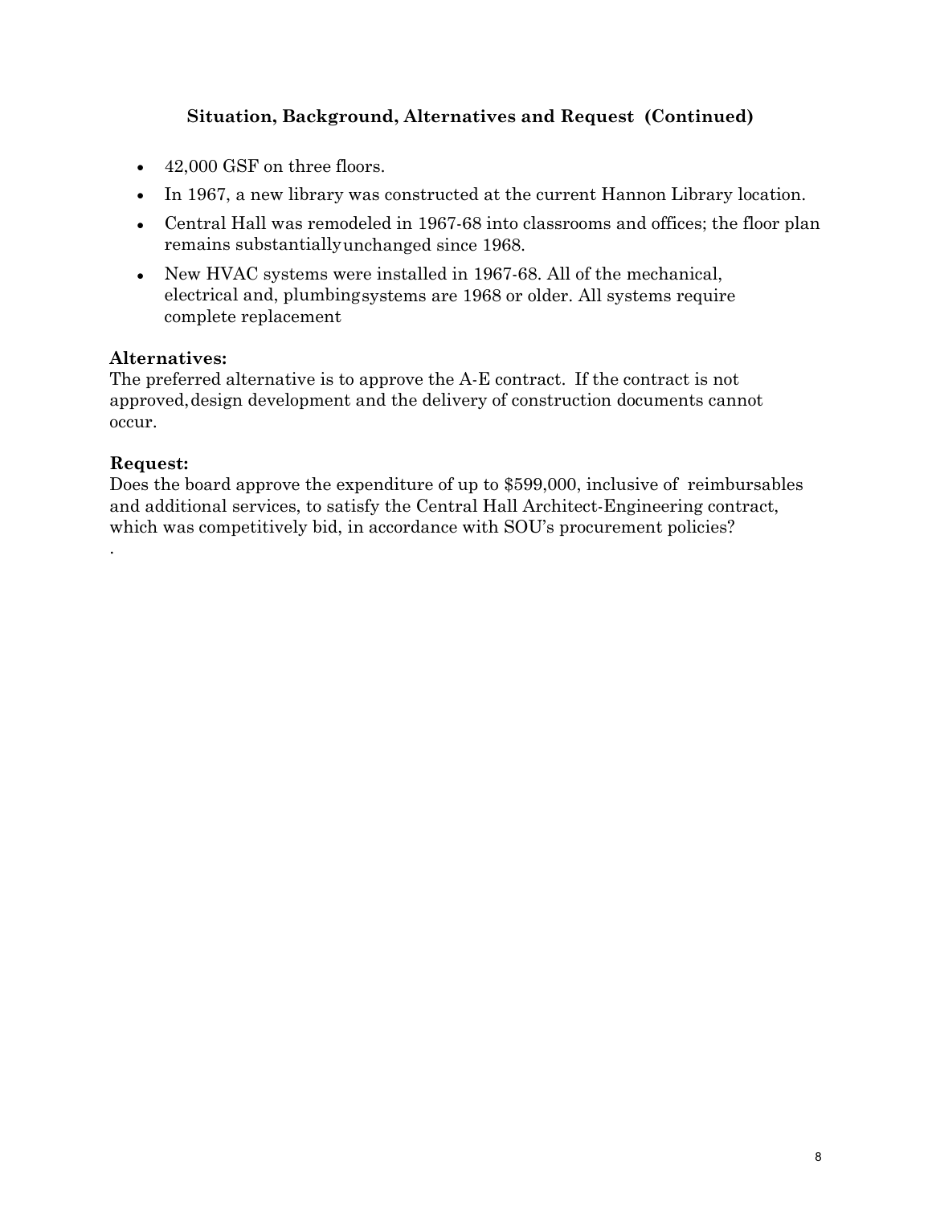## Situation, Background, Alternatives and Request (Continued)

- 42,000 GSF on three floors.
- In 1967, a new library was constructed at the current Hannon Library location.
- Central Hall was remodeled in 1967-68 into classrooms and offices; the floor plan remains substantially unchanged since 1968.
- New HVAC systems were installed in 1967-68. All of the mechanical, electrical and, plumbing systems are 1968 or older. All systems require complete replacement

**Alternatives:**
The preferred alternative is to approve the A-E contract. If the contract is not approved, design development and the delivery of construction documents cannot occur.

**Request:**
Does the board approve the expenditure of up to $599,000, inclusive of reimbursables and additional services, to satisfy the Central Hall Architect-Engineering contract, which was competitively bid, in accordance with SOU's procurement policies?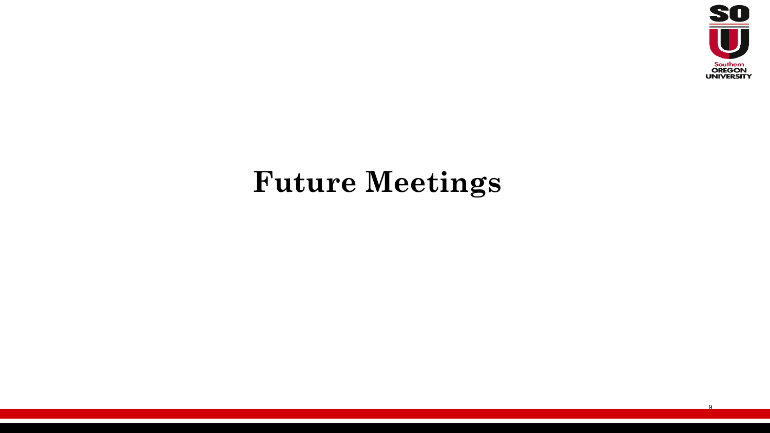# Future Meetings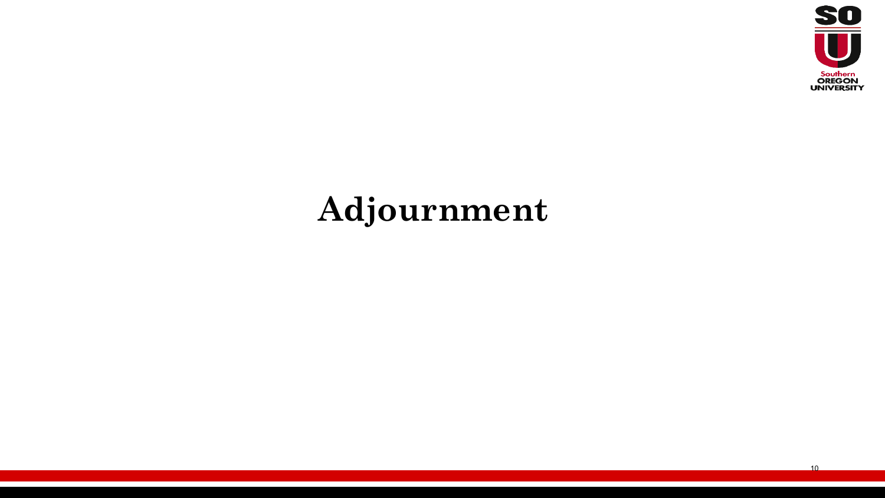# Adjournment